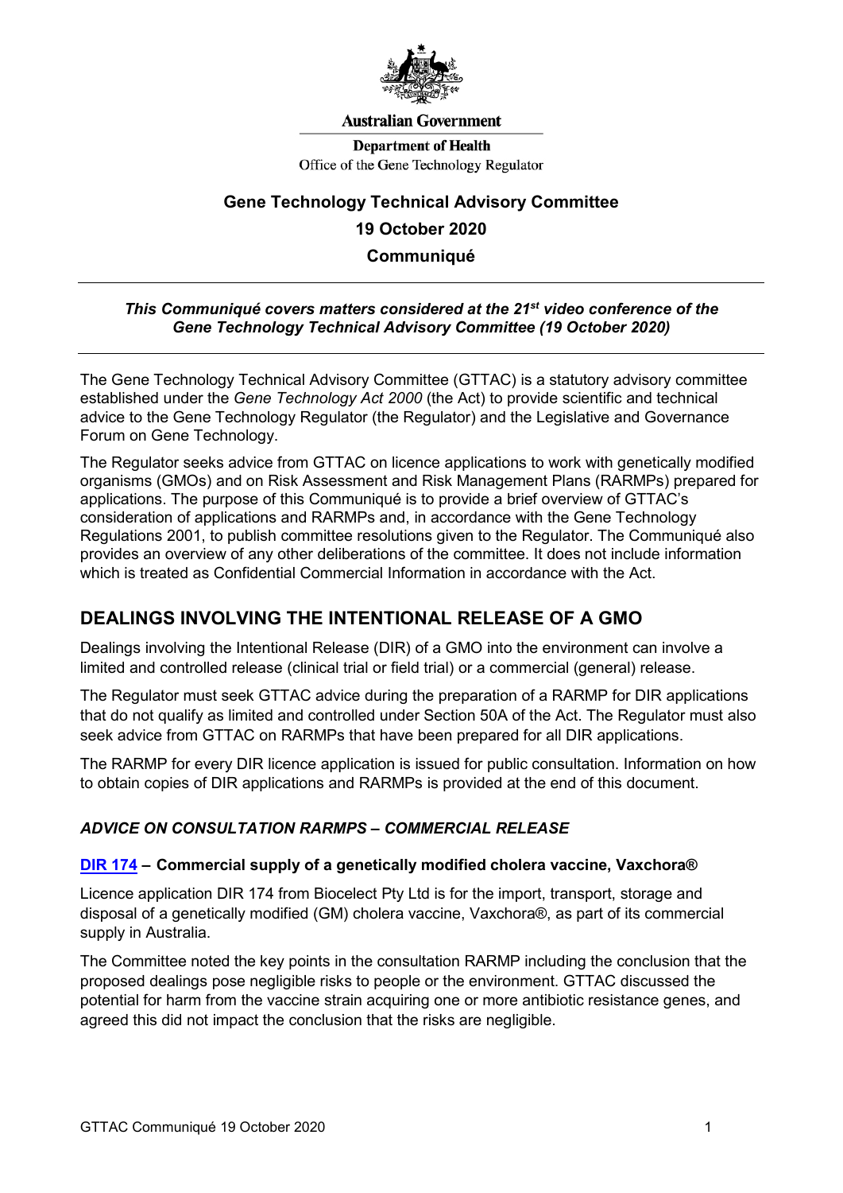**Australian Government**

**Department of Health**
Office of the Gene Technology Regulator

# Gene Technology Technical Advisory Committee

## 19 October 2020

## Communiqué

---

***This Communiqué covers matters considered at the 21st video conference of the Gene Technology Technical Advisory Committee (19 October 2020)***

---

The Gene Technology Technical Advisory Committee (GTTAC) is a statutory advisory committee established under the *Gene Technology Act 2000* (the Act) to provide scientific and technical advice to the Gene Technology Regulator (the Regulator) and the Legislative and Governance Forum on Gene Technology.

The Regulator seeks advice from GTTAC on licence applications to work with genetically modified organisms (GMOs) and on Risk Assessment and Risk Management Plans (RARMPs) prepared for applications. The purpose of this Communiqué is to provide a brief overview of GTTAC's consideration of applications and RARMPs and, in accordance with the Gene Technology Regulations 2001, to publish committee resolutions given to the Regulator. The Communiqué also provides an overview of any other deliberations of the committee. It does not include information which is treated as Confidential Commercial Information in accordance with the Act.

## DEALINGS INVOLVING THE INTENTIONAL RELEASE OF A GMO

Dealings involving the Intentional Release (DIR) of a GMO into the environment can involve a limited and controlled release (clinical trial or field trial) or a commercial (general) release.

The Regulator must seek GTTAC advice during the preparation of a RARMP for DIR applications that do not qualify as limited and controlled under Section 50A of the Act. The Regulator must also seek advice from GTTAC on RARMPs that have been prepared for all DIR applications.

The RARMP for every DIR licence application is issued for public consultation. Information on how to obtain copies of DIR applications and RARMPs is provided at the end of this document.

### *ADVICE ON CONSULTATION RARMPS – COMMERCIAL RELEASE*

#### **DIR 174 – Commercial supply of a genetically modified cholera vaccine, Vaxchora®**

Licence application DIR 174 from Biocelect Pty Ltd is for the import, transport, storage and disposal of a genetically modified (GM) cholera vaccine, Vaxchora®, as part of its commercial supply in Australia.

The Committee noted the key points in the consultation RARMP including the conclusion that the proposed dealings pose negligible risks to people or the environment. GTTAC discussed the potential for harm from the vaccine strain acquiring one or more antibiotic resistance genes, and agreed this did not impact the conclusion that the risks are negligible.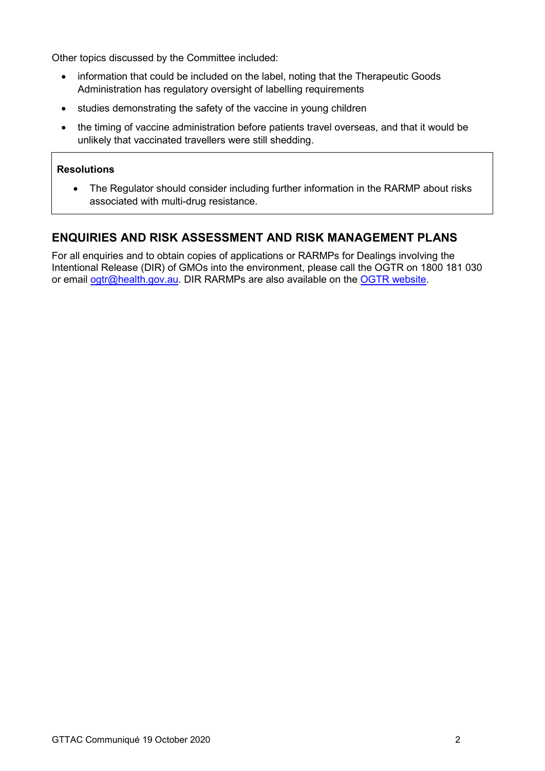Other topics discussed by the Committee included:

- information that could be included on the label, noting that the Therapeutic Goods Administration has regulatory oversight of labelling requirements
- studies demonstrating the safety of the vaccine in young children
- the timing of vaccine administration before patients travel overseas, and that it would be unlikely that vaccinated travellers were still shedding.

**Resolutions**

- The Regulator should consider including further information in the RARMP about risks associated with multi-drug resistance.

## ENQUIRIES AND RISK ASSESSMENT AND RISK MANAGEMENT PLANS

For all enquiries and to obtain copies of applications or RARMPs for Dealings involving the Intentional Release (DIR) of GMOs into the environment, please call the OGTR on 1800 181 030 or email ogtr@health.gov.au. DIR RARMPs are also available on the OGTR website.